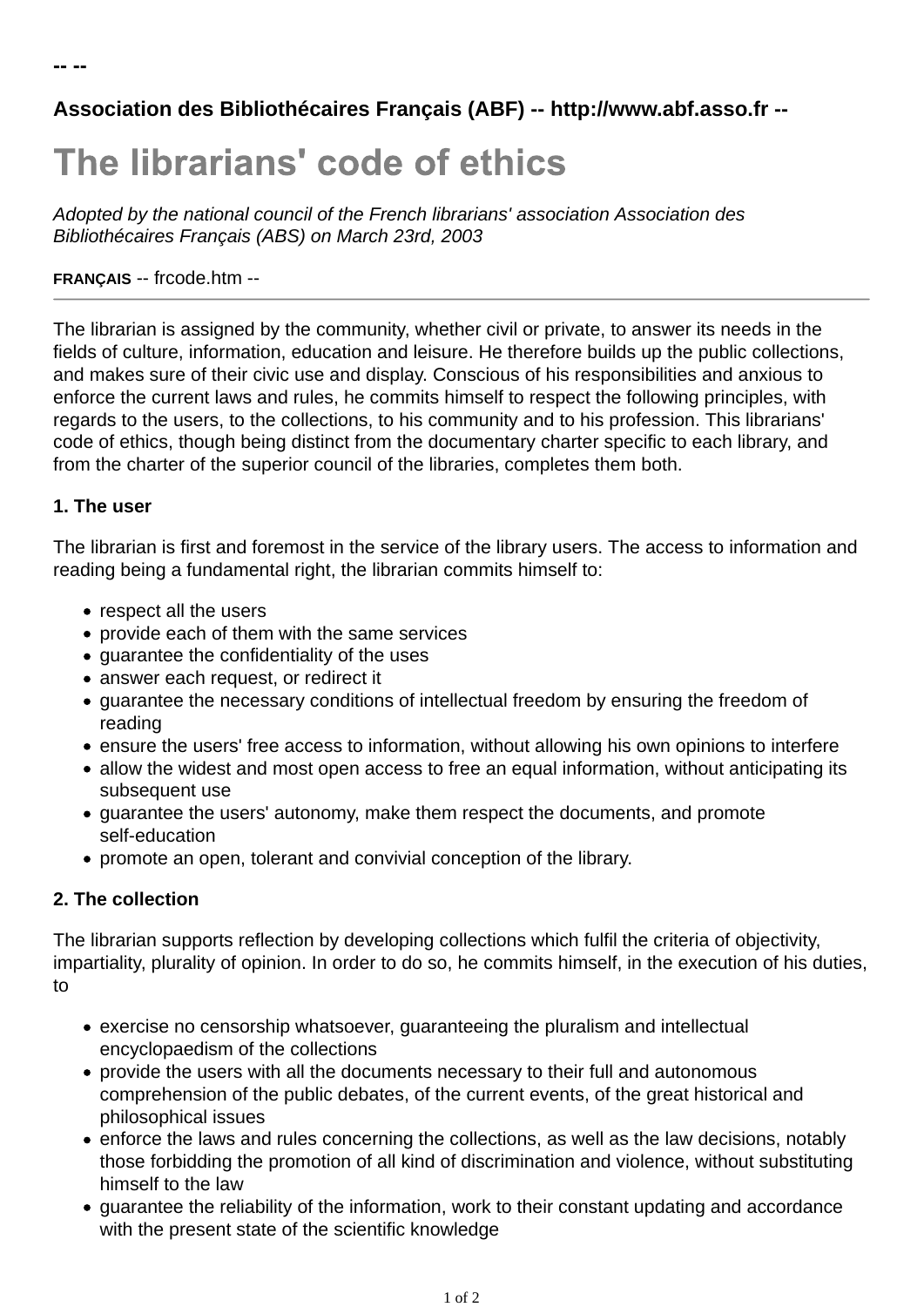-- --

**Association des Bibliothécaires Français (ABF) -- http://www.abf.asso.fr --**

# The librarians' code of ethics

*Adopted by the national council of the French librarians' association Association des Bibliothécaires Français (ABS) on March 23rd, 2003*

**FRANÇAIS** -- frcode.htm --

---

The librarian is assigned by the community, whether civil or private, to answer its needs in the fields of culture, information, education and leisure. He therefore builds up the public collections, and makes sure of their civic use and display. Conscious of his responsibilities and anxious to enforce the current laws and rules, he commits himself to respect the following principles, with regards to the users, to the collections, to his community and to his profession. This librarians' code of ethics, though being distinct from the documentary charter specific to each library, and from the charter of the superior council of the libraries, completes them both.

### 1. The user

The librarian is first and foremost in the service of the library users. The access to information and reading being a fundamental right, the librarian commits himself to:

- respect all the users
- provide each of them with the same services
- guarantee the confidentiality of the uses
- answer each request, or redirect it
- guarantee the necessary conditions of intellectual freedom by ensuring the freedom of reading
- ensure the users' free access to information, without allowing his own opinions to interfere
- allow the widest and most open access to free an equal information, without anticipating its subsequent use
- guarantee the users' autonomy, make them respect the documents, and promote self-education
- promote an open, tolerant and convivial conception of the library.

### 2. The collection

The librarian supports reflection by developing collections which fulfil the criteria of objectivity, impartiality, plurality of opinion. In order to do so, he commits himself, in the execution of his duties, to

- exercise no censorship whatsoever, guaranteeing the pluralism and intellectual encyclopaedism of the collections
- provide the users with all the documents necessary to their full and autonomous comprehension of the public debates, of the current events, of the great historical and philosophical issues
- enforce the laws and rules concerning the collections, as well as the law decisions, notably those forbidding the promotion of all kind of discrimination and violence, without substituting himself to the law
- guarantee the reliability of the information, work to their constant updating and accordance with the present state of the scientific knowledge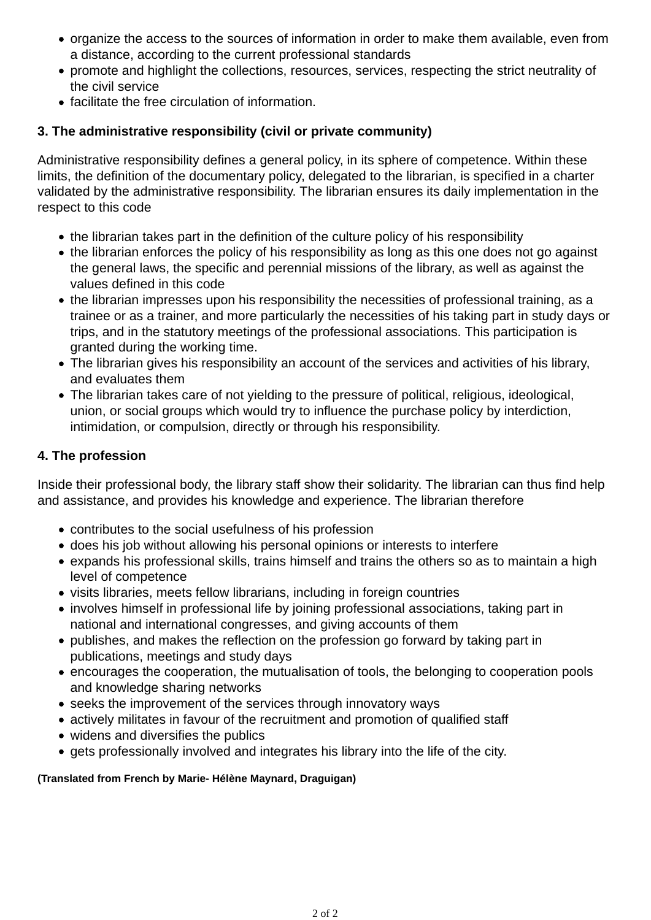- organize the access to the sources of information in order to make them available, even from a distance, according to the current professional standards
- promote and highlight the collections, resources, services, respecting the strict neutrality of the civil service
- facilitate the free circulation of information.

**3. The administrative responsibility (civil or private community)**

Administrative responsibility defines a general policy, in its sphere of competence. Within these limits, the definition of the documentary policy, delegated to the librarian, is specified in a charter validated by the administrative responsibility. The librarian ensures its daily implementation in the respect to this code

- the librarian takes part in the definition of the culture policy of his responsibility
- the librarian enforces the policy of his responsibility as long as this one does not go against the general laws, the specific and perennial missions of the library, as well as against the values defined in this code
- the librarian impresses upon his responsibility the necessities of professional training, as a trainee or as a trainer, and more particularly the necessities of his taking part in study days or trips, and in the statutory meetings of the professional associations. This participation is granted during the working time.
- The librarian gives his responsibility an account of the services and activities of his library, and evaluates them
- The librarian takes care of not yielding to the pressure of political, religious, ideological, union, or social groups which would try to influence the purchase policy by interdiction, intimidation, or compulsion, directly or through his responsibility.

**4. The profession**

Inside their professional body, the library staff show their solidarity. The librarian can thus find help and assistance, and provides his knowledge and experience. The librarian therefore

- contributes to the social usefulness of his profession
- does his job without allowing his personal opinions or interests to interfere
- expands his professional skills, trains himself and trains the others so as to maintain a high level of competence
- visits libraries, meets fellow librarians, including in foreign countries
- involves himself in professional life by joining professional associations, taking part in national and international congresses, and giving accounts of them
- publishes, and makes the reflection on the profession go forward by taking part in publications, meetings and study days
- encourages the cooperation, the mutualisation of tools, the belonging to cooperation pools and knowledge sharing networks
- seeks the improvement of the services through innovatory ways
- actively militates in favour of the recruitment and promotion of qualified staff
- widens and diversifies the publics
- gets professionally involved and integrates his library into the life of the city.

**(Translated from French by Marie- Hélène Maynard, Draguigan)**